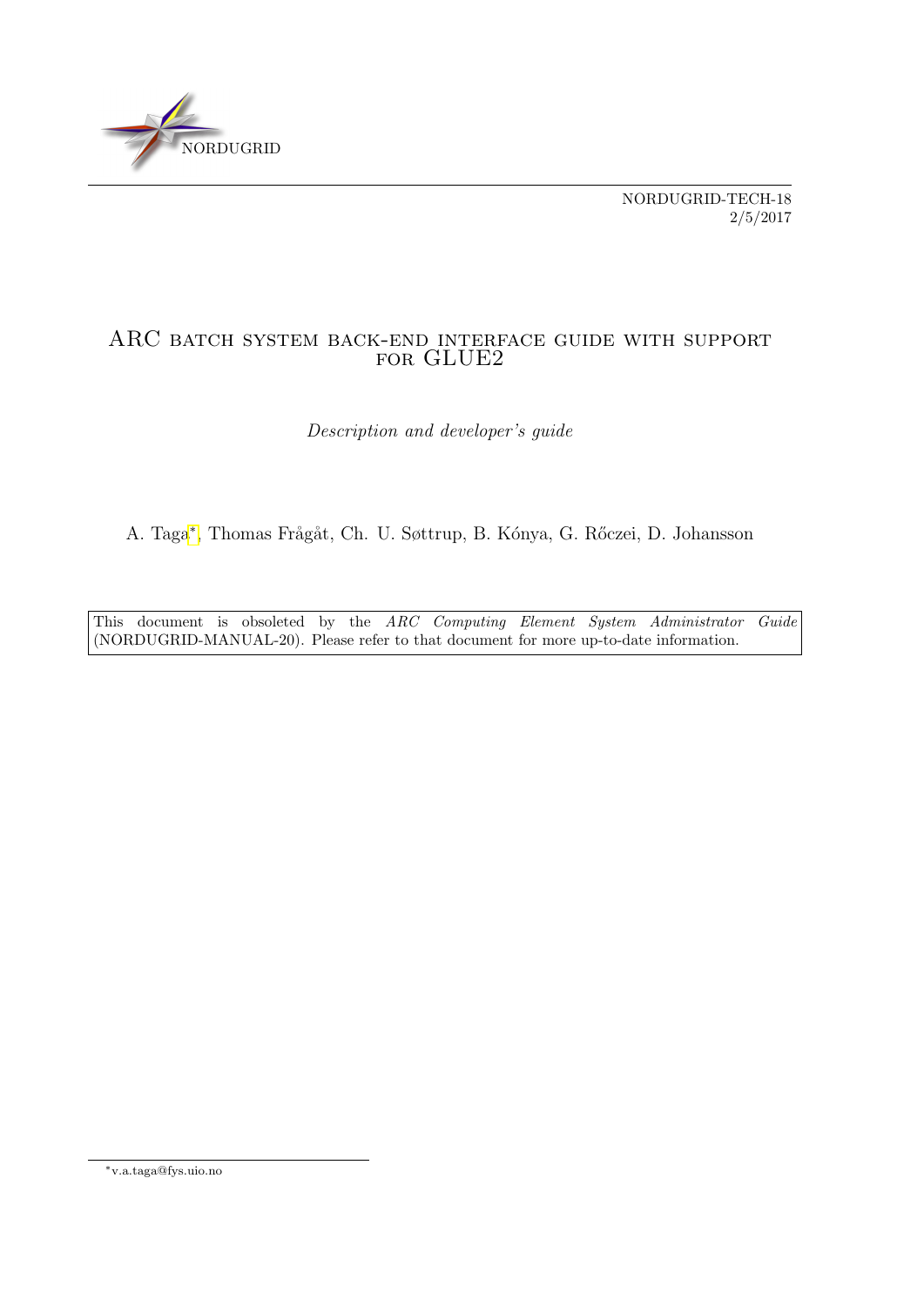NORDUGRID

NORDUGRID-TECH-18
2/5/2017

# ARC batch system back-end interface guide with support for GLUE2

*Description and developer's guide*

A. Taga[*], Thomas Frågåt, Ch. U. Søttrup, B. Kónya, G. Rőczei, D. Johansson

This document is obsoleted by the *ARC Computing Element System Administrator Guide* (NORDUGRID-MANUAL-20). Please refer to that document for more up-to-date information.

[*] v.a.taga@fys.uio.no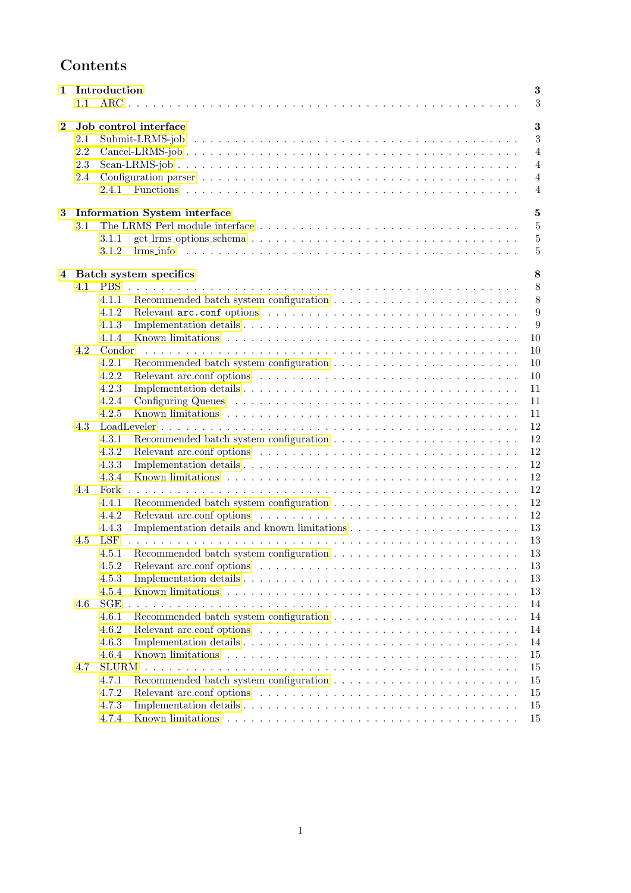# Contents

- **1 Introduction** — 3
  - 1.1 ARC — 3
- **2 Job control interface** — 3
  - 2.1 Submit-LRMS-job — 3
  - 2.2 Cancel-LRMS-job — 4
  - 2.3 Scan-LRMS-job — 4
  - 2.4 Configuration parser — 4
    - 2.4.1 Functions — 4
- **3 Information System interface** — 5
  - 3.1 The LRMS Perl module interface — 5
    - 3.1.1 get_lrms_options_schema — 5
    - 3.1.2 lrms_info — 5
- **4 Batch system specifics** — 8
  - 4.1 PBS — 8
    - 4.1.1 Recommended batch system configuration — 8
    - 4.1.2 Relevant `arc.conf` options — 9
    - 4.1.3 Implementation details — 9
    - 4.1.4 Known limitations — 10
  - 4.2 Condor — 10
    - 4.2.1 Recommended batch system configuration — 10
    - 4.2.2 Relevant arc.conf options — 10
    - 4.2.3 Implementation details — 11
    - 4.2.4 Configuring Queues — 11
    - 4.2.5 Known limitations — 11
  - 4.3 LoadLeveler — 12
    - 4.3.1 Recommended batch system configuration — 12
    - 4.3.2 Relevant arc.conf options — 12
    - 4.3.3 Implementation details — 12
    - 4.3.4 Known limitations — 12
  - 4.4 Fork — 12
    - 4.4.1 Recommended batch system configuration — 12
    - 4.4.2 Relevant arc.conf options — 12
    - 4.4.3 Implementation details and known limitations — 13
  - 4.5 LSF — 13
    - 4.5.1 Recommended batch system configuration — 13
    - 4.5.2 Relevant arc.conf options — 13
    - 4.5.3 Implementation details — 13
    - 4.5.4 Known limitations — 13
  - 4.6 SGE — 14
    - 4.6.1 Recommended batch system configuration — 14
    - 4.6.2 Relevant arc.conf options — 14
    - 4.6.3 Implementation details — 14
    - 4.6.4 Known limitations — 15
  - 4.7 SLURM — 15
    - 4.7.1 Recommended batch system configuration — 15
    - 4.7.2 Relevant arc.conf options — 15
    - 4.7.3 Implementation details — 15
    - 4.7.4 Known limitations — 15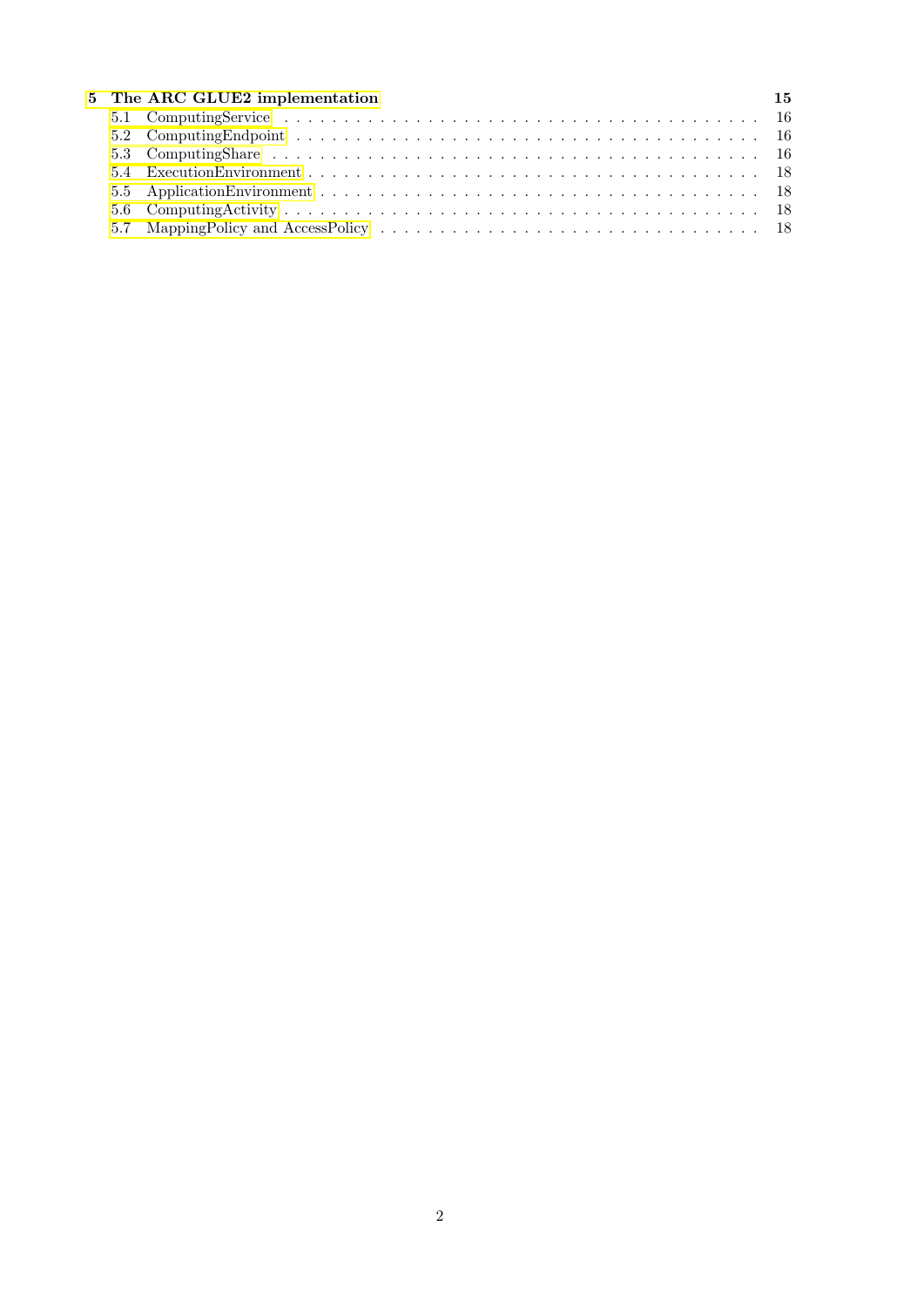**5 The ARC GLUE2 implementation** **15**

- 5.1 ComputingService . . . . . . . . . . . . . . . . . . . . . . . . . . . . . . . . . . . . . . . . . . 16
- 5.2 ComputingEndpoint . . . . . . . . . . . . . . . . . . . . . . . . . . . . . . . . . . . . . . . 16
- 5.3 ComputingShare . . . . . . . . . . . . . . . . . . . . . . . . . . . . . . . . . . . . . . . . . 16
- 5.4 ExecutionEnvironment . . . . . . . . . . . . . . . . . . . . . . . . . . . . . . . . . . . . . 18
- 5.5 ApplicationEnvironment . . . . . . . . . . . . . . . . . . . . . . . . . . . . . . . . . . . . 18
- 5.6 ComputingActivity . . . . . . . . . . . . . . . . . . . . . . . . . . . . . . . . . . . . . . . 18
- 5.7 MappingPolicy and AccessPolicy . . . . . . . . . . . . . . . . . . . . . . . . . . . . . . . 18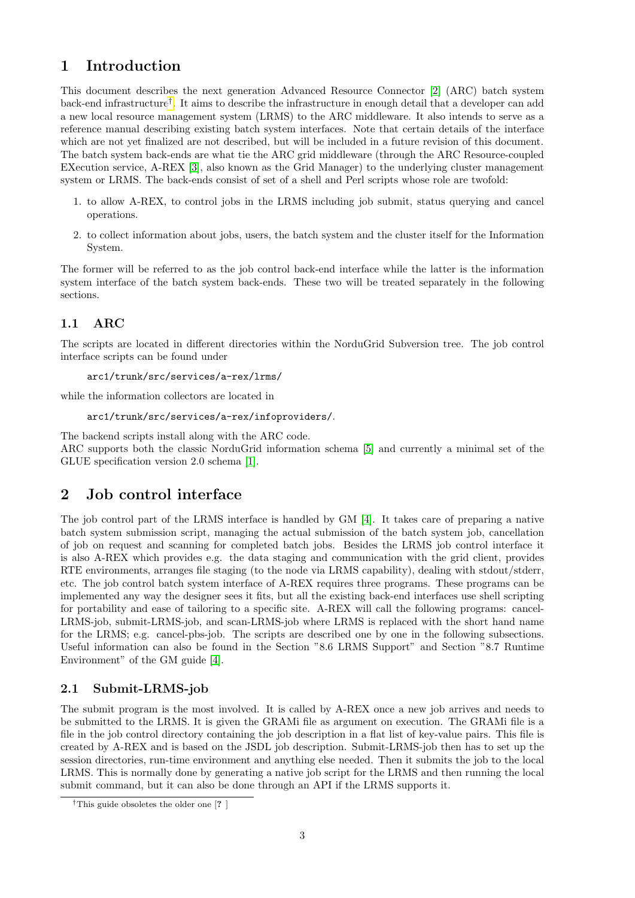# 1 Introduction

This document describes the next generation Advanced Resource Connector [2] (ARC) batch system back-end infrastructure[†]. It aims to describe the infrastructure in enough detail that a developer can add a new local resource management system (LRMS) to the ARC middleware. It also intends to serve as a reference manual describing existing batch system interfaces. Note that certain details of the interface which are not yet finalized are not described, but will be included in a future revision of this document. The batch system back-ends are what tie the ARC grid middleware (through the ARC Resource-coupled EXecution service, A-REX [3], also known as the Grid Manager) to the underlying cluster management system or LRMS. The back-ends consist of set of a shell and Perl scripts whose role are twofold:

1. to allow A-REX, to control jobs in the LRMS including job submit, status querying and cancel operations.
2. to collect information about jobs, users, the batch system and the cluster itself for the Information System.

The former will be referred to as the job control back-end interface while the latter is the information system interface of the batch system back-ends. These two will be treated separately in the following sections.

## 1.1 ARC

The scripts are located in different directories within the NorduGrid Subversion tree. The job control interface scripts can be found under

```
arc1/trunk/src/services/a-rex/lrms/
```

while the information collectors are located in

```
arc1/trunk/src/services/a-rex/infoproviders/.
```

The backend scripts install along with the ARC code.
ARC supports both the classic NorduGrid information schema [5] and currently a minimal set of the GLUE specification version 2.0 schema [1].

# 2 Job control interface

The job control part of the LRMS interface is handled by GM [4]. It takes care of preparing a native batch system submission script, managing the actual submission of the batch system job, cancellation of job on request and scanning for completed batch jobs. Besides the LRMS job control interface it is also A-REX which provides e.g. the data staging and communication with the grid client, provides RTE environments, arranges file staging (to the node via LRMS capability), dealing with stdout/stderr, etc. The job control batch system interface of A-REX requires three programs. These programs can be implemented any way the designer sees it fits, but all the existing back-end interfaces use shell scripting for portability and ease of tailoring to a specific site. A-REX will call the following programs: cancel-LRMS-job, submit-LRMS-job, and scan-LRMS-job where LRMS is replaced with the short hand name for the LRMS; e.g. cancel-pbs-job. The scripts are described one by one in the following subsections. Useful information can also be found in the Section "8.6 LRMS Support" and Section "8.7 Runtime Environment" of the GM guide [4].

## 2.1 Submit-LRMS-job

The submit program is the most involved. It is called by A-REX once a new job arrives and needs to be submitted to the LRMS. It is given the GRAMi file as argument on execution. The GRAMi file is a file in the job control directory containing the job description in a flat list of key-value pairs. This file is created by A-REX and is based on the JSDL job description. Submit-LRMS-job then has to set up the session directories, run-time environment and anything else needed. Then it submits the job to the local LRMS. This is normally done by generating a native job script for the LRMS and then running the local submit command, but it can also be done through an API if the LRMS supports it.

[†]This guide obsoletes the older one [? ]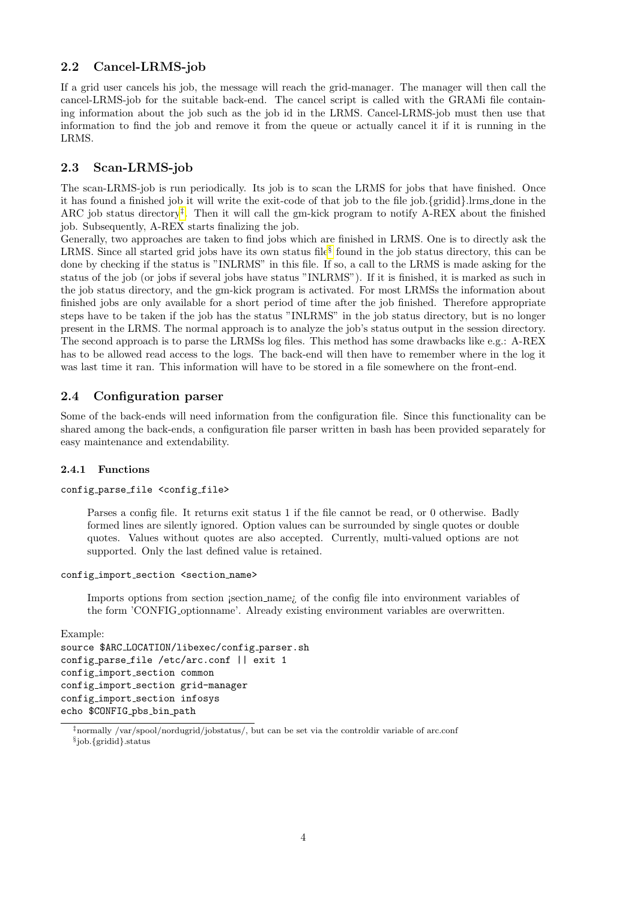## 2.2 Cancel-LRMS-job

If a grid user cancels his job, the message will reach the grid-manager. The manager will then call the cancel-LRMS-job for the suitable back-end. The cancel script is called with the GRAMi file containing information about the job such as the job id in the LRMS. Cancel-LRMS-job must then use that information to find the job and remove it from the queue or actually cancel it if it is running in the LRMS.

## 2.3 Scan-LRMS-job

The scan-LRMS-job is run periodically. Its job is to scan the LRMS for jobs that have finished. Once it has found a finished job it will write the exit-code of that job to the file job.{gridid}.lrms_done in the ARC job status directory[‡]. Then it will call the gm-kick program to notify A-REX about the finished job. Subsequently, A-REX starts finalizing the job.

Generally, two approaches are taken to find jobs which are finished in LRMS. One is to directly ask the LRMS. Since all started grid jobs have its own status file[§] found in the job status directory, this can be done by checking if the status is "INLRMS" in this file. If so, a call to the LRMS is made asking for the status of the job (or jobs if several jobs have status "INLRMS"). If it is finished, it is marked as such in the job status directory, and the gm-kick program is activated. For most LRMSs the information about finished jobs are only available for a short period of time after the job finished. Therefore appropriate steps have to be taken if the job has the status "INLRMS" in the job status directory, but is no longer present in the LRMS. The normal approach is to analyze the job's status output in the session directory. The second approach is to parse the LRMSs log files. This method has some drawbacks like e.g.: A-REX has to be allowed read access to the logs. The back-end will then have to remember where in the log it was last time it ran. This information will have to be stored in a file somewhere on the front-end.

## 2.4 Configuration parser

Some of the back-ends will need information from the configuration file. Since this functionality can be shared among the back-ends, a configuration file parser written in bash has been provided separately for easy maintenance and extendability.

### 2.4.1 Functions

`config_parse_file <config_file>`

> Parses a config file. It returns exit status 1 if the file cannot be read, or 0 otherwise. Badly formed lines are silently ignored. Option values can be surrounded by single quotes or double quotes. Values without quotes are also accepted. Currently, multi-valued options are not supported. Only the last defined value is retained.

`config_import_section <section_name>`

> Imports options from section ¡section_name¿ of the config file into environment variables of the form 'CONFIG_optionname'. Already existing environment variables are overwritten.

Example:

```
source $ARC_LOCATION/libexec/config_parser.sh
config_parse_file /etc/arc.conf || exit 1
config_import_section common
config_import_section grid-manager
config_import_section infosys
echo $CONFIG_pbs_bin_path
```

---

[‡] normally /var/spool/nordugrid/jobstatus/, but can be set via the controldir variable of arc.conf

[§] job.{gridid}.status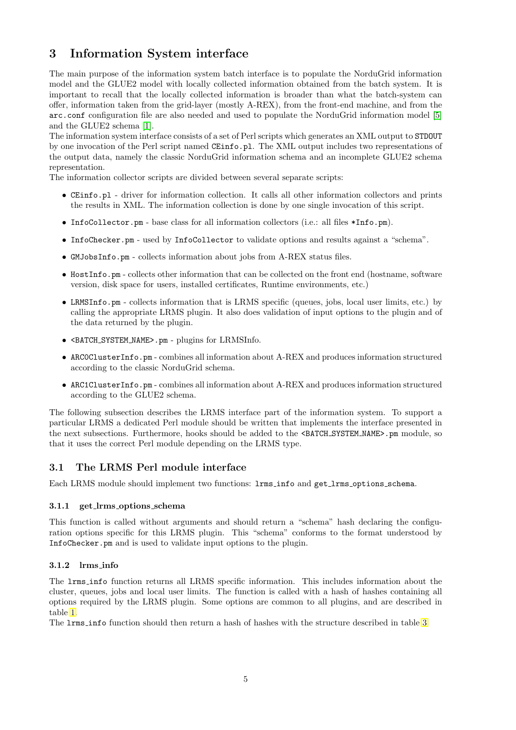# 3 Information System interface

The main purpose of the information system batch interface is to populate the NorduGrid information model and the GLUE2 model with locally collected information obtained from the batch system. It is important to recall that the locally collected information is broader than what the batch-system can offer, information taken from the grid-layer (mostly A-REX), from the front-end machine, and from the `arc.conf` configuration file are also needed and used to populate the NorduGrid information model [5] and the GLUE2 schema [1].

The information system interface consists of a set of Perl scripts which generates an XML output to `STDOUT` by one invocation of the Perl script named `CEinfo.pl`. The XML output includes two representations of the output data, namely the classic NorduGrid information schema and an incomplete GLUE2 schema representation.

The information collector scripts are divided between several separate scripts:

- `CEinfo.pl` - driver for information collection. It calls all other information collectors and prints the results in XML. The information collection is done by one single invocation of this script.
- `InfoCollector.pm` - base class for all information collectors (i.e.: all files `*Info.pm`).
- `InfoChecker.pm` - used by `InfoCollector` to validate options and results against a "schema".
- `GMJobsInfo.pm` - collects information about jobs from A-REX status files.
- `HostInfo.pm` - collects other information that can be collected on the front end (hostname, software version, disk space for users, installed certificates, Runtime environments, etc.)
- `LRMSInfo.pm` - collects information that is LRMS specific (queues, jobs, local user limits, etc.) by calling the appropriate LRMS plugin. It also does validation of input options to the plugin and of the data returned by the plugin.
- `<BATCH_SYSTEM_NAME>.pm` - plugins for LRMSInfo.
- `ARC0ClusterInfo.pm` - combines all information about A-REX and produces information structured according to the classic NorduGrid schema.
- `ARC1ClusterInfo.pm` - combines all information about A-REX and produces information structured according to the GLUE2 schema.

The following subsection describes the LRMS interface part of the information system. To support a particular LRMS a dedicated Perl module should be written that implements the interface presented in the next subsections. Furthermore, hooks should be added to the `<BATCH_SYSTEM_NAME>.pm` module, so that it uses the correct Perl module depending on the LRMS type.

## 3.1 The LRMS Perl module interface

Each LRMS module should implement two functions: `lrms_info` and `get_lrms_options_schema`.

### 3.1.1 get_lrms_options_schema

This function is called without arguments and should return a "schema" hash declaring the configuration options specific for this LRMS plugin. This "schema" conforms to the format understood by `InfoChecker.pm` and is used to validate input options to the plugin.

### 3.1.2 lrms_info

The `lrms_info` function returns all LRMS specific information. This includes information about the cluster, queues, jobs and local user limits. The function is called with a hash of hashes containing all options required by the LRMS plugin. Some options are common to all plugins, and are described in table 1.

The `lrms_info` function should then return a hash of hashes with the structure described in table 3.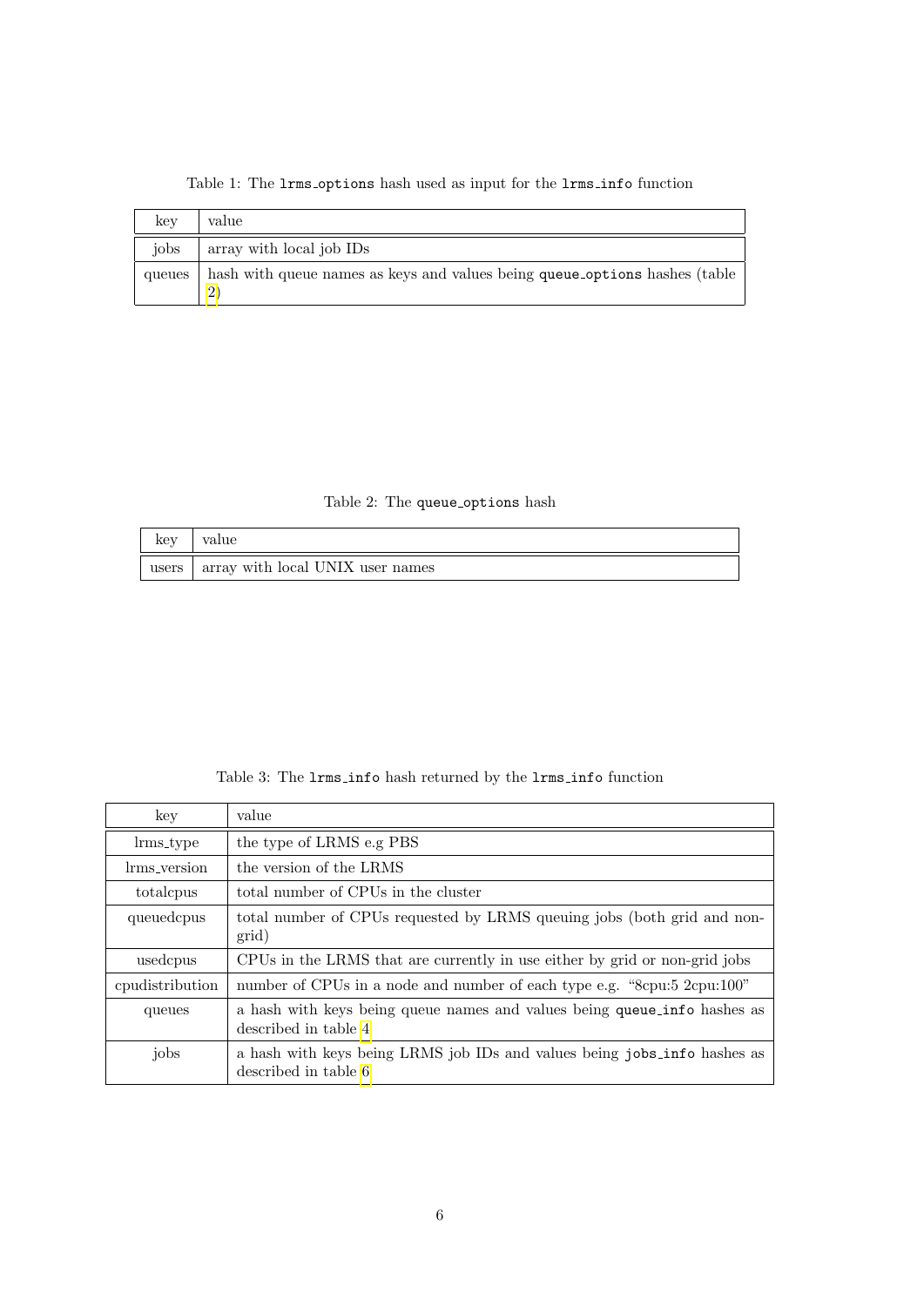Table 1: The `lrms_options` hash used as input for the `lrms_info` function

| key | value |
|---|---|
| jobs | array with local job IDs |
| queues | hash with queue names as keys and values being `queue_options` hashes (table 2) |

Table 2: The `queue_options` hash

| key | value |
|---|---|
| users | array with local UNIX user names |

Table 3: The `lrms_info` hash returned by the `lrms_info` function

| key | value |
|---|---|
| lrms_type | the type of LRMS e.g PBS |
| lrms_version | the version of the LRMS |
| totalcpus | total number of CPUs in the cluster |
| queuedcpus | total number of CPUs requested by LRMS queuing jobs (both grid and non-grid) |
| usedcpus | CPUs in the LRMS that are currently in use either by grid or non-grid jobs |
| cpudistribution | number of CPUs in a node and number of each type e.g. "8cpu:5 2cpu:100" |
| queues | a hash with keys being queue names and values being `queue_info` hashes as described in table 4 |
| jobs | a hash with keys being LRMS job IDs and values being `jobs_info` hashes as described in table 6 |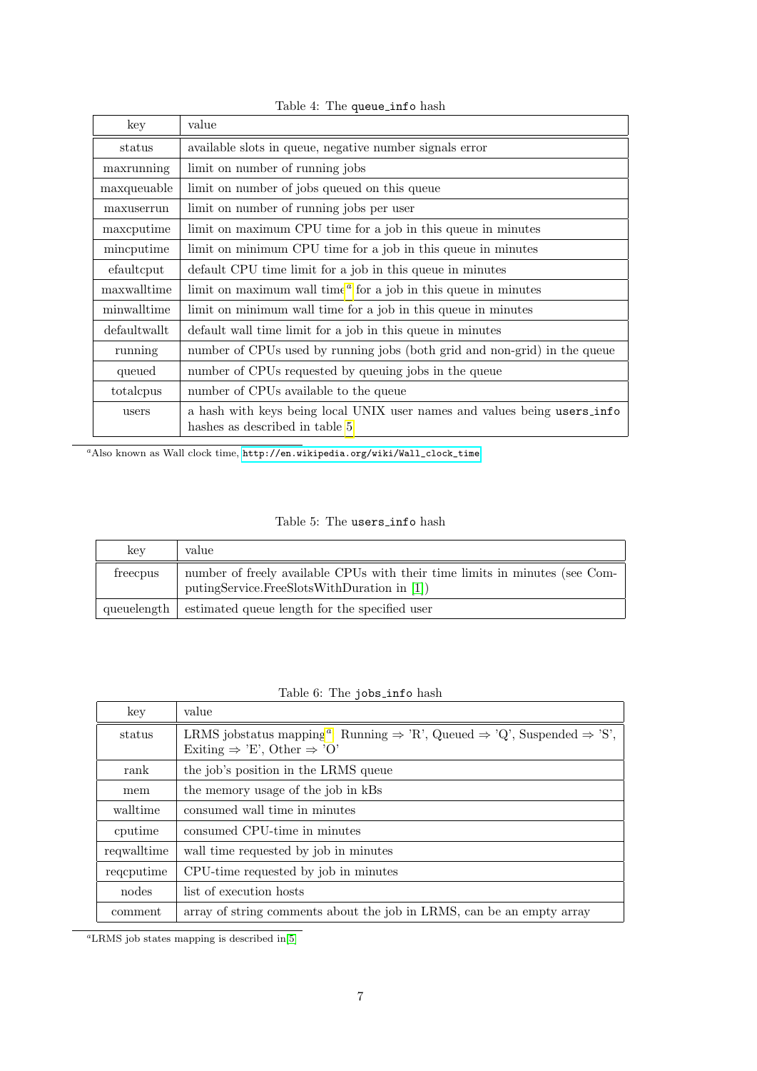Table 4: The `queue_info` hash

| key | value |
|---|---|
| status | available slots in queue, negative number signals error |
| maxrunning | limit on number of running jobs |
| maxqueuable | limit on number of jobs queued on this queue |
| maxuserrun | limit on number of running jobs per user |
| maxcputime | limit on maximum CPU time for a job in this queue in minutes |
| mincputime | limit on minimum CPU time for a job in this queue in minutes |
| efaultcput | default CPU time limit for a job in this queue in minutes |
| maxwalltime | limit on maximum wall time[a] for a job in this queue in minutes |
| minwalltime | limit on minimum wall time for a job in this queue in minutes |
| defaultwallt | default wall time limit for a job in this queue in minutes |
| running | number of CPUs used by running jobs (both grid and non-grid) in the queue |
| queued | number of CPUs requested by queuing jobs in the queue |
| totalcpus | number of CPUs available to the queue |
| users | a hash with keys being local UNIX user names and values being `users_info` hashes as described in table 5 |

[a] Also known as Wall clock time, http://en.wikipedia.org/wiki/Wall_clock_time

Table 5: The `users_info` hash

| key | value |
|---|---|
| freecpus | number of freely available CPUs with their time limits in minutes (see ComputingService.FreeSlotsWithDuration in [1]) |
| queuelength | estimated queue length for the specified user |

Table 6: The `jobs_info` hash

| key | value |
|---|---|
| status | LRMS jobstatus mapping[a]: Running ⇒ 'R', Queued ⇒ 'Q', Suspended ⇒ 'S', Exiting ⇒ 'E', Other ⇒ 'O' |
| rank | the job's position in the LRMS queue |
| mem | the memory usage of the job in kBs |
| walltime | consumed wall time in minutes |
| cputime | consumed CPU-time in minutes |
| reqwalltime | wall time requested by job in minutes |
| reqcputime | CPU-time requested by job in minutes |
| nodes | list of execution hosts |
| comment | array of string comments about the job in LRMS, can be an empty array |

[a] LRMS job states mapping is described in[5]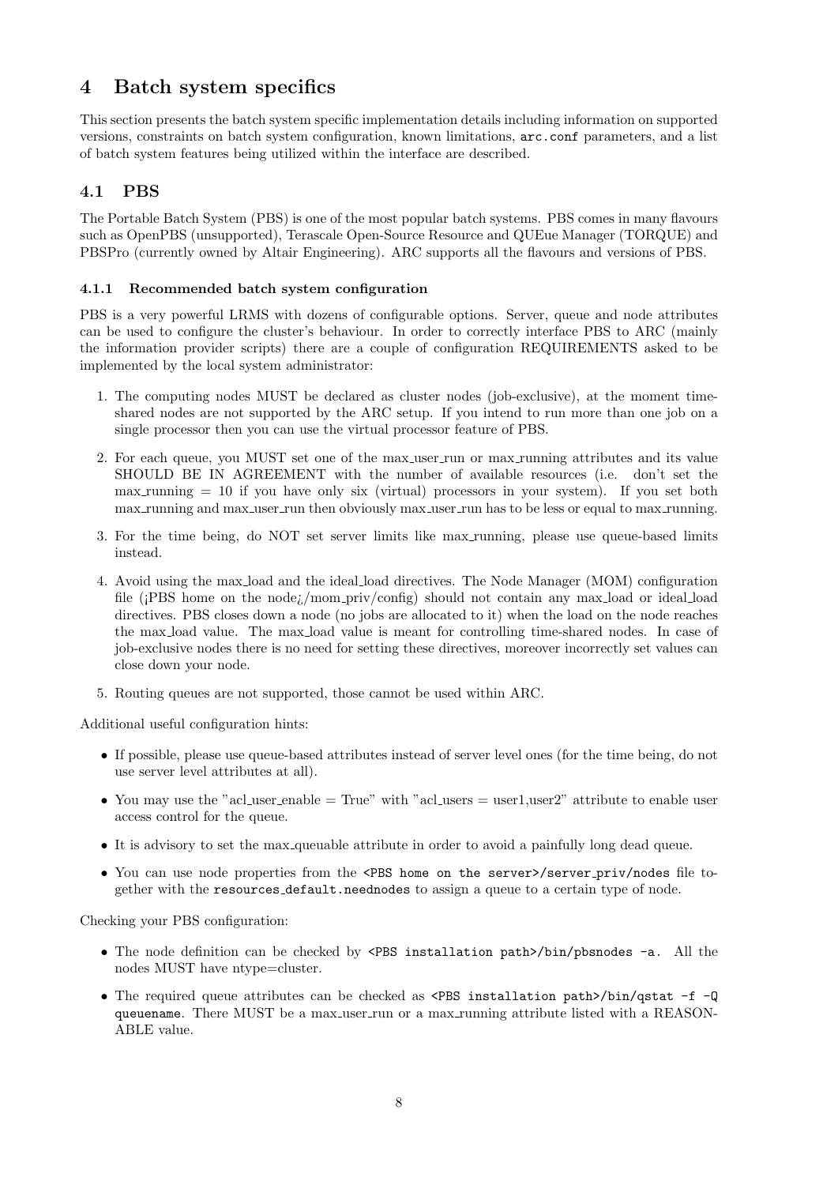# 4 Batch system specifics

This section presents the batch system specific implementation details including information on supported versions, constraints on batch system configuration, known limitations, `arc.conf` parameters, and a list of batch system features being utilized within the interface are described.

## 4.1 PBS

The Portable Batch System (PBS) is one of the most popular batch systems. PBS comes in many flavours such as OpenPBS (unsupported), Terascale Open-Source Resource and QUEue Manager (TORQUE) and PBSPro (currently owned by Altair Engineering). ARC supports all the flavours and versions of PBS.

### 4.1.1 Recommended batch system configuration

PBS is a very powerful LRMS with dozens of configurable options. Server, queue and node attributes can be used to configure the cluster's behaviour. In order to correctly interface PBS to ARC (mainly the information provider scripts) there are a couple of configuration REQUIREMENTS asked to be implemented by the local system administrator:

1. The computing nodes MUST be declared as cluster nodes (job-exclusive), at the moment time-shared nodes are not supported by the ARC setup. If you intend to run more than one job on a single processor then you can use the virtual processor feature of PBS.
2. For each queue, you MUST set one of the max_user_run or max_running attributes and its value SHOULD BE IN AGREEMENT with the number of available resources (i.e. don't set the max_running = 10 if you have only six (virtual) processors in your system). If you set both max_running and max_user_run then obviously max_user_run has to be less or equal to max_running.
3. For the time being, do NOT set server limits like max_running, please use queue-based limits instead.
4. Avoid using the max_load and the ideal_load directives. The Node Manager (MOM) configuration file (¡PBS home on the node¿/mom_priv/config) should not contain any max_load or ideal_load directives. PBS closes down a node (no jobs are allocated to it) when the load on the node reaches the max_load value. The max_load value is meant for controlling time-shared nodes. In case of job-exclusive nodes there is no need for setting these directives, moreover incorrectly set values can close down your node.
5. Routing queues are not supported, those cannot be used within ARC.

Additional useful configuration hints:

- If possible, please use queue-based attributes instead of server level ones (for the time being, do not use server level attributes at all).
- You may use the "acl_user_enable = True" with "acl_users = user1,user2" attribute to enable user access control for the queue.
- It is advisory to set the max_queuable attribute in order to avoid a painfully long dead queue.
- You can use node properties from the `<PBS home on the server>/server_priv/nodes` file together with the `resources_default.neednodes` to assign a queue to a certain type of node.

Checking your PBS configuration:

- The node definition can be checked by `<PBS installation path>/bin/pbsnodes -a`. All the nodes MUST have ntype=cluster.
- The required queue attributes can be checked as `<PBS installation path>/bin/qstat -f -Q queuename`. There MUST be a max_user_run or a max_running attribute listed with a REASONABLE value.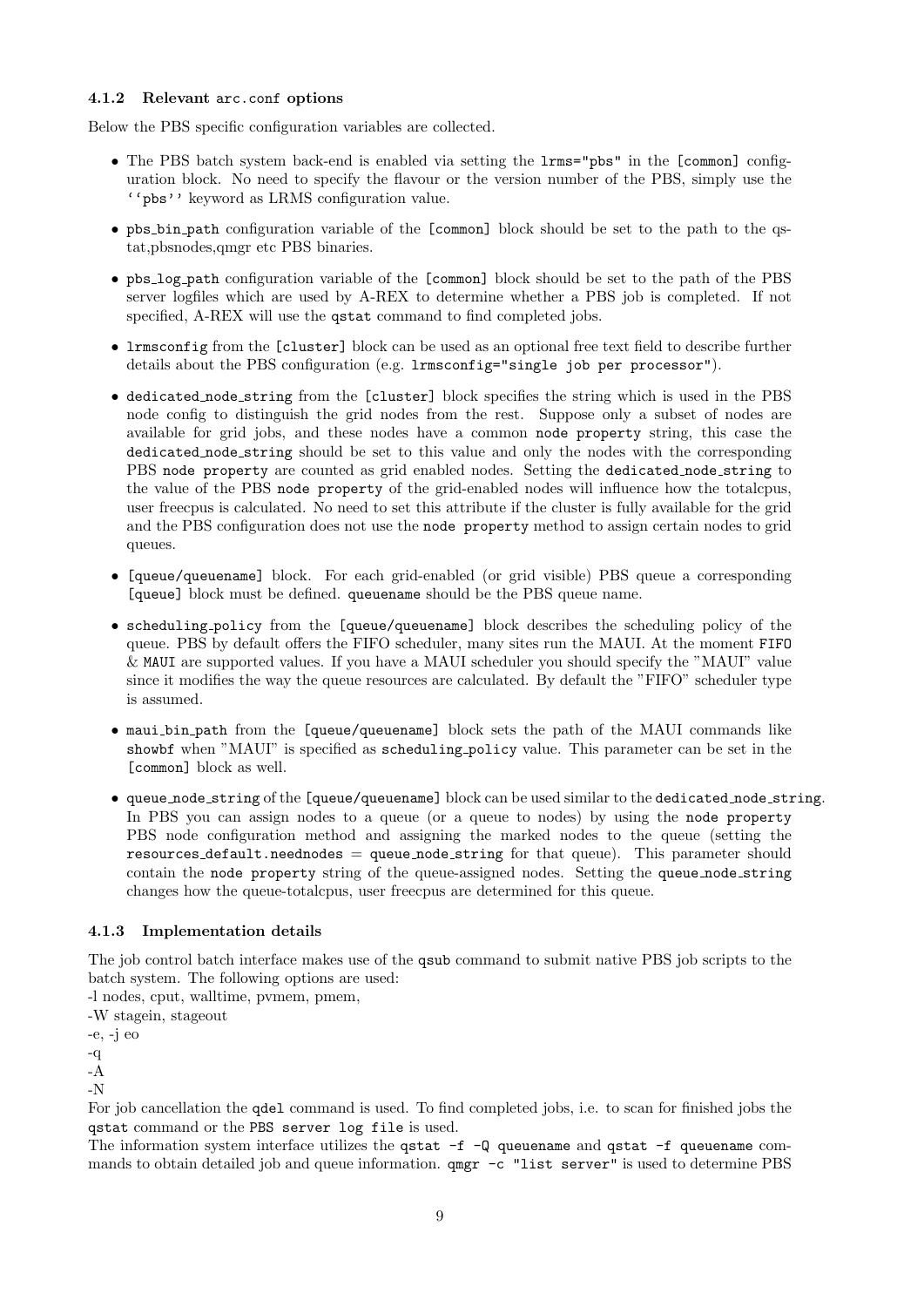#### 4.1.2 Relevant `arc.conf` options

Below the PBS specific configuration variables are collected.

- The PBS batch system back-end is enabled via setting the `lrms="pbs"` in the `[common]` configuration block. No need to specify the flavour or the version number of the PBS, simply use the `''pbs''` keyword as LRMS configuration value.
- `pbs_bin_path` configuration variable of the `[common]` block should be set to the path to the qstat,pbsnodes,qmgr etc PBS binaries.
- `pbs_log_path` configuration variable of the `[common]` block should be set to the path of the PBS server logfiles which are used by A-REX to determine whether a PBS job is completed. If not specified, A-REX will use the `qstat` command to find completed jobs.
- `lrmsconfig` from the `[cluster]` block can be used as an optional free text field to describe further details about the PBS configuration (e.g. `lrmsconfig="single job per processor"`).
- `dedicated_node_string` from the `[cluster]` block specifies the string which is used in the PBS node config to distinguish the grid nodes from the rest. Suppose only a subset of nodes are available for grid jobs, and these nodes have a common `node property` string, this case the `dedicated_node_string` should be set to this value and only the nodes with the corresponding PBS `node property` are counted as grid enabled nodes. Setting the `dedicated_node_string` to the value of the PBS `node property` of the grid-enabled nodes will influence how the totalcpus, user freecpus is calculated. No need to set this attribute if the cluster is fully available for the grid and the PBS configuration does not use the `node property` method to assign certain nodes to grid queues.
- `[queue/queuename]` block. For each grid-enabled (or grid visible) PBS queue a corresponding `[queue]` block must be defined. `queuename` should be the PBS queue name.
- `scheduling_policy` from the `[queue/queuename]` block describes the scheduling policy of the queue. PBS by default offers the FIFO scheduler, many sites run the MAUI. At the moment `FIFO` & `MAUI` are supported values. If you have a MAUI scheduler you should specify the "MAUI" value since it modifies the way the queue resources are calculated. By default the "FIFO" scheduler type is assumed.
- `maui_bin_path` from the `[queue/queuename]` block sets the path of the MAUI commands like `showbf` when "MAUI" is specified as `scheduling_policy` value. This parameter can be set in the `[common]` block as well.
- `queue_node_string` of the `[queue/queuename]` block can be used similar to the `dedicated_node_string`. In PBS you can assign nodes to a queue (or a queue to nodes) by using the `node property` PBS node configuration method and assigning the marked nodes to the queue (setting the `resources_default.neednodes` = `queue_node_string` for that queue). This parameter should contain the `node property` string of the queue-assigned nodes. Setting the `queue_node_string` changes how the queue-totalcpus, user freecpus are determined for this queue.

#### 4.1.3 Implementation details

The job control batch interface makes use of the `qsub` command to submit native PBS job scripts to the batch system. The following options are used:
-l nodes, cput, walltime, pvmem, pmem,
-W stagein, stageout
-e, -j eo
-q
-A
-N
For job cancellation the `qdel` command is used. To find completed jobs, i.e. to scan for finished jobs the `qstat` command or the `PBS server log file` is used.
The information system interface utilizes the `qstat -f -Q queuename` and `qstat -f queuename` commands to obtain detailed job and queue information. `qmgr -c "list server"` is used to determine PBS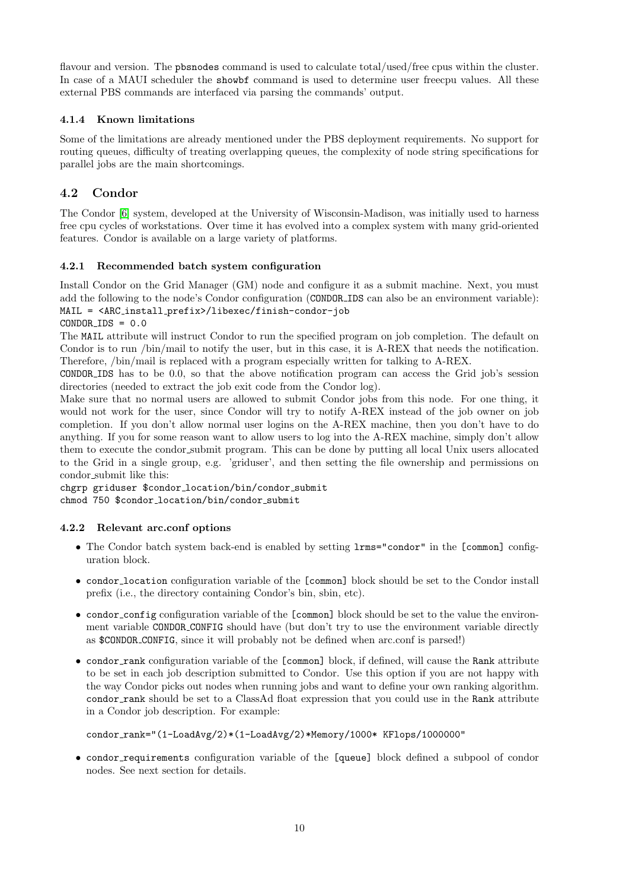flavour and version. The pbsnodes command is used to calculate total/used/free cpus within the cluster. In case of a MAUI scheduler the showbf command is used to determine user freecpu values. All these external PBS commands are interfaced via parsing the commands' output.

#### 4.1.4 Known limitations

Some of the limitations are already mentioned under the PBS deployment requirements. No support for routing queues, difficulty of treating overlapping queues, the complexity of node string specifications for parallel jobs are the main shortcomings.

### 4.2 Condor

The Condor [6] system, developed at the University of Wisconsin-Madison, was initially used to harness free cpu cycles of workstations. Over time it has evolved into a complex system with many grid-oriented features. Condor is available on a large variety of platforms.

#### 4.2.1 Recommended batch system configuration

Install Condor on the Grid Manager (GM) node and configure it as a submit machine. Next, you must add the following to the node's Condor configuration (CONDOR_IDS can also be an environment variable):

```
MAIL = <ARC_install_prefix>/libexec/finish-condor-job
CONDOR_IDS = 0.0
```

The MAIL attribute will instruct Condor to run the specified program on job completion. The default on Condor is to run /bin/mail to notify the user, but in this case, it is A-REX that needs the notification. Therefore, /bin/mail is replaced with a program especially written for talking to A-REX.

CONDOR_IDS has to be 0.0, so that the above notification program can access the Grid job's session directories (needed to extract the job exit code from the Condor log).

Make sure that no normal users are allowed to submit Condor jobs from this node. For one thing, it would not work for the user, since Condor will try to notify A-REX instead of the job owner on job completion. If you don't allow normal user logins on the A-REX machine, then you don't have to do anything. If you for some reason want to allow users to log into the A-REX machine, simply don't allow them to execute the condor_submit program. This can be done by putting all local Unix users allocated to the Grid in a single group, e.g. 'griduser', and then setting the file ownership and permissions on condor_submit like this:

```
chgrp griduser $condor_location/bin/condor_submit
chmod 750 $condor_location/bin/condor_submit
```

#### 4.2.2 Relevant arc.conf options

- The Condor batch system back-end is enabled by setting lrms="condor" in the [common] configuration block.
- condor_location configuration variable of the [common] block should be set to the Condor install prefix (i.e., the directory containing Condor's bin, sbin, etc).
- condor_config configuration variable of the [common] block should be set to the value the environment variable CONDOR_CONFIG should have (but don't try to use the environment variable directly as $CONDOR_CONFIG, since it will probably not be defined when arc.conf is parsed!)
- condor_rank configuration variable of the [common] block, if defined, will cause the Rank attribute to be set in each job description submitted to Condor. Use this option if you are not happy with the way Condor picks out nodes when running jobs and want to define your own ranking algorithm. condor_rank should be set to a ClassAd float expression that you could use in the Rank attribute in a Condor job description. For example:

  ```
  condor_rank="(1-LoadAvg/2)*(1-LoadAvg/2)*Memory/1000* KFlops/1000000"
  ```

- condor_requirements configuration variable of the [queue] block defined a subpool of condor nodes. See next section for details.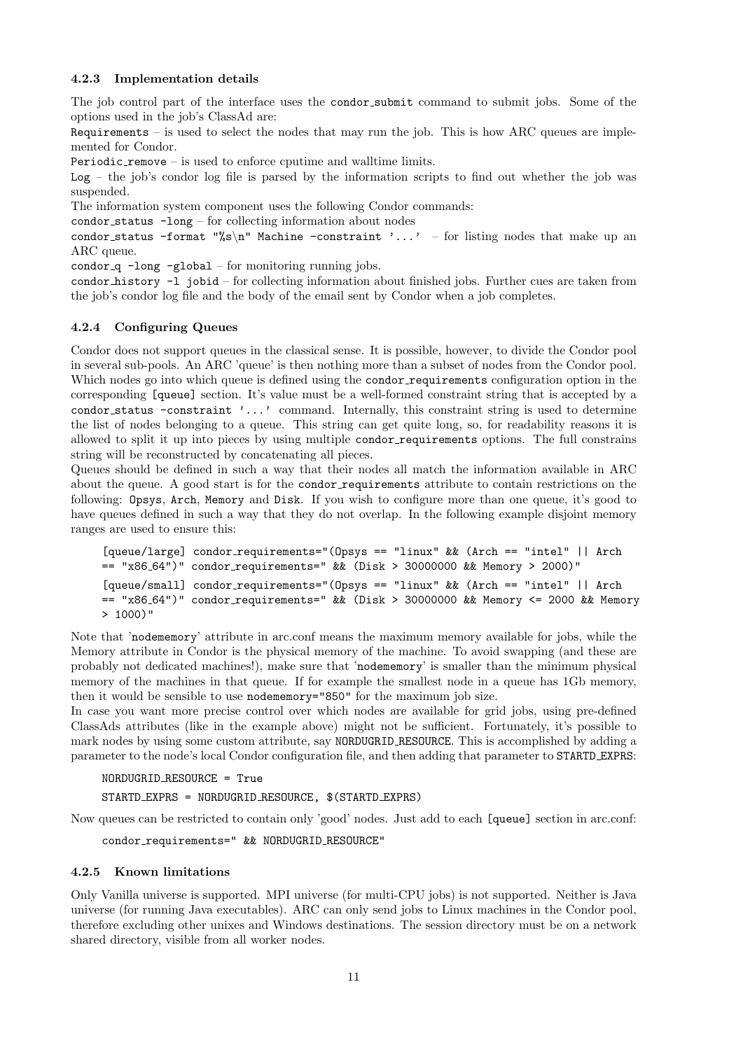#### 4.2.3 Implementation details

The job control part of the interface uses the `condor_submit` command to submit jobs. Some of the options used in the job's ClassAd are:

`Requirements` – is used to select the nodes that may run the job. This is how ARC queues are implemented for Condor.

`Periodic_remove` – is used to enforce cputime and walltime limits.

`Log` – the job's condor log file is parsed by the information scripts to find out whether the job was suspended.

The information system component uses the following Condor commands:

`condor_status -long` – for collecting information about nodes

`condor_status -format "%s\n" Machine -constraint '...'` – for listing nodes that make up an ARC queue.

`condor_q -long -global` – for monitoring running jobs.

`condor_history -l jobid` – for collecting information about finished jobs. Further cues are taken from the job's condor log file and the body of the email sent by Condor when a job completes.

#### 4.2.4 Configuring Queues

Condor does not support queues in the classical sense. It is possible, however, to divide the Condor pool in several sub-pools. An ARC 'queue' is then nothing more than a subset of nodes from the Condor pool. Which nodes go into which queue is defined using the `condor_requirements` configuration option in the corresponding `[queue]` section. It's value must be a well-formed constraint string that is accepted by a `condor_status -constraint '...'` command. Internally, this constraint string is used to determine the list of nodes belonging to a queue. This string can get quite long, so, for readability reasons it is allowed to split it up into pieces by using multiple `condor_requirements` options. The full constrains string will be reconstructed by concatenating all pieces.

Queues should be defined in such a way that their nodes all match the information available in ARC about the queue. A good start is for the `condor_requirements` attribute to contain restrictions on the following: `Opsys`, `Arch`, `Memory` and `Disk`. If you wish to configure more than one queue, it's good to have queues defined in such a way that they do not overlap. In the following example disjoint memory ranges are used to ensure this:

```
[queue/large] condor_requirements="(Opsys == "linux" && (Arch == "intel" || Arch
== "x86_64")" condor_requirements=" && (Disk > 30000000 && Memory > 2000)"

[queue/small] condor_requirements="(Opsys == "linux" && (Arch == "intel" || Arch
== "x86_64")" condor_requirements=" && (Disk > 30000000 && Memory <= 2000 && Memory
> 1000)"
```

Note that '`nodememory`' attribute in arc.conf means the maximum memory available for jobs, while the Memory attribute in Condor is the physical memory of the machine. To avoid swapping (and these are probably not dedicated machines!), make sure that '`nodememory`' is smaller than the minimum physical memory of the machines in that queue. If for example the smallest node in a queue has 1Gb memory, then it would be sensible to use `nodememory="850"` for the maximum job size.

In case you want more precise control over which nodes are available for grid jobs, using pre-defined ClassAds attributes (like in the example above) might not be sufficient. Fortunately, it's possible to mark nodes by using some custom attribute, say `NORDUGRID_RESOURCE`. This is accomplished by adding a parameter to the node's local Condor configuration file, and then adding that parameter to `STARTD_EXPRS`:

```
NORDUGRID_RESOURCE = True

STARTD_EXPRS = NORDUGRID_RESOURCE, $(STARTD_EXPRS)
```

Now queues can be restricted to contain only 'good' nodes. Just add to each `[queue]` section in arc.conf:

```
condor_requirements=" && NORDUGRID_RESOURCE"
```

#### 4.2.5 Known limitations

Only Vanilla universe is supported. MPI universe (for multi-CPU jobs) is not supported. Neither is Java universe (for running Java executables). ARC can only send jobs to Linux machines in the Condor pool, therefore excluding other unixes and Windows destinations. The session directory must be on a network shared directory, visible from all worker nodes.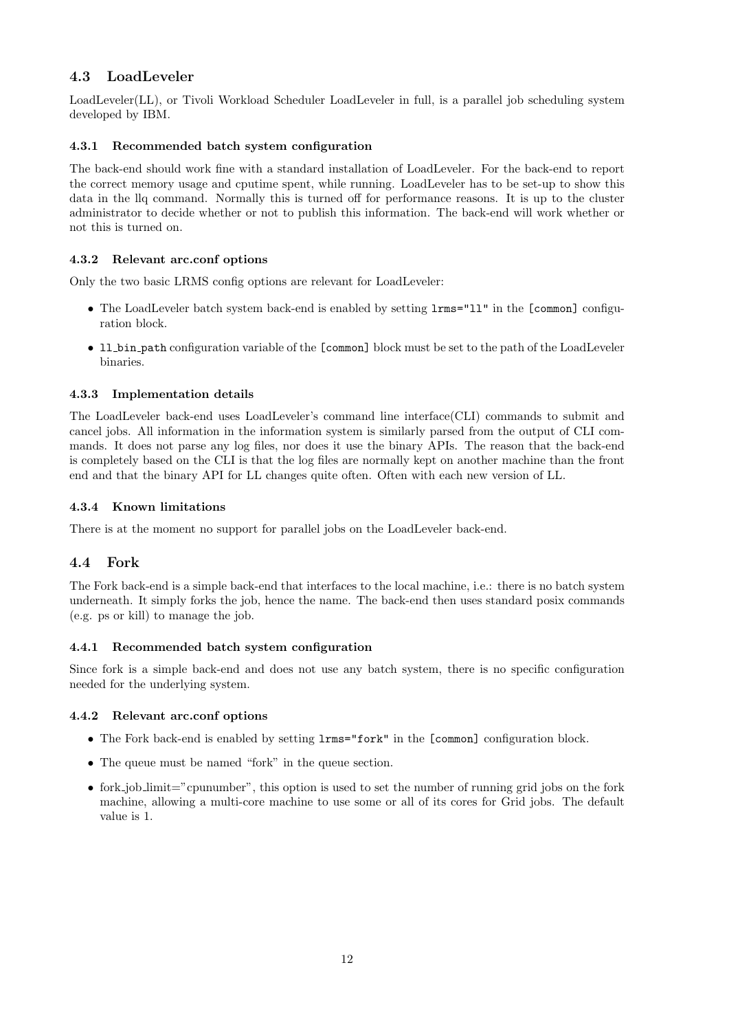## 4.3 LoadLeveler

LoadLeveler(LL), or Tivoli Workload Scheduler LoadLeveler in full, is a parallel job scheduling system developed by IBM.

### 4.3.1 Recommended batch system configuration

The back-end should work fine with a standard installation of LoadLeveler. For the back-end to report the correct memory usage and cputime spent, while running. LoadLeveler has to be set-up to show this data in the llq command. Normally this is turned off for performance reasons. It is up to the cluster administrator to decide whether or not to publish this information. The back-end will work whether or not this is turned on.

### 4.3.2 Relevant arc.conf options

Only the two basic LRMS config options are relevant for LoadLeveler:

- The LoadLeveler batch system back-end is enabled by setting `lrms="ll"` in the `[common]` configuration block.
- `ll_bin_path` configuration variable of the `[common]` block must be set to the path of the LoadLeveler binaries.

### 4.3.3 Implementation details

The LoadLeveler back-end uses LoadLeveler's command line interface(CLI) commands to submit and cancel jobs. All information in the information system is similarly parsed from the output of CLI commands. It does not parse any log files, nor does it use the binary APIs. The reason that the back-end is completely based on the CLI is that the log files are normally kept on another machine than the front end and that the binary API for LL changes quite often. Often with each new version of LL.

### 4.3.4 Known limitations

There is at the moment no support for parallel jobs on the LoadLeveler back-end.

## 4.4 Fork

The Fork back-end is a simple back-end that interfaces to the local machine, i.e.: there is no batch system underneath. It simply forks the job, hence the name. The back-end then uses standard posix commands (e.g. ps or kill) to manage the job.

### 4.4.1 Recommended batch system configuration

Since fork is a simple back-end and does not use any batch system, there is no specific configuration needed for the underlying system.

### 4.4.2 Relevant arc.conf options

- The Fork back-end is enabled by setting `lrms="fork"` in the `[common]` configuration block.
- The queue must be named "fork" in the queue section.
- fork_job_limit="cpunumber", this option is used to set the number of running grid jobs on the fork machine, allowing a multi-core machine to use some or all of its cores for Grid jobs. The default value is 1.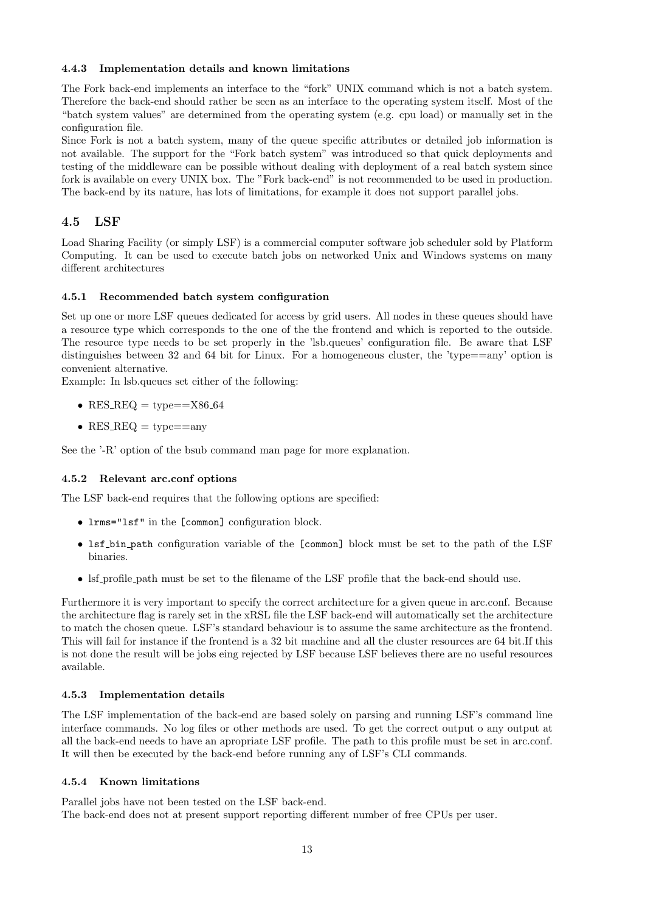#### 4.4.3 Implementation details and known limitations

The Fork back-end implements an interface to the “fork” UNIX command which is not a batch system. Therefore the back-end should rather be seen as an interface to the operating system itself. Most of the “batch system values” are determined from the operating system (e.g. cpu load) or manually set in the configuration file.

Since Fork is not a batch system, many of the queue specific attributes or detailed job information is not available. The support for the “Fork batch system” was introduced so that quick deployments and testing of the middleware can be possible without dealing with deployment of a real batch system since fork is available on every UNIX box. The ”Fork back-end” is not recommended to be used in production. The back-end by its nature, has lots of limitations, for example it does not support parallel jobs.

## 4.5 LSF

Load Sharing Facility (or simply LSF) is a commercial computer software job scheduler sold by Platform Computing. It can be used to execute batch jobs on networked Unix and Windows systems on many different architectures

#### 4.5.1 Recommended batch system configuration

Set up one or more LSF queues dedicated for access by grid users. All nodes in these queues should have a resource type which corresponds to the one of the the frontend and which is reported to the outside. The resource type needs to be set properly in the 'lsb.queues' configuration file. Be aware that LSF distinguishes between 32 and 64 bit for Linux. For a homogeneous cluster, the 'type==any' option is convenient alternative.

Example: In lsb.queues set either of the following:

- RES_REQ = type==X86_64
- RES_REQ = type==any

See the '-R' option of the bsub command man page for more explanation.

#### 4.5.2 Relevant arc.conf options

The LSF back-end requires that the following options are specified:

- `lrms="lsf"` in the `[common]` configuration block.
- `lsf_bin_path` configuration variable of the `[common]` block must be set to the path of the LSF binaries.
- lsf_profile_path must be set to the filename of the LSF profile that the back-end should use.

Furthermore it is very important to specify the correct architecture for a given queue in arc.conf. Because the architecture flag is rarely set in the xRSL file the LSF back-end will automatically set the architecture to match the chosen queue. LSF's standard behaviour is to assume the same architecture as the frontend. This will fail for instance if the frontend is a 32 bit machine and all the cluster resources are 64 bit.If this is not done the result will be jobs eing rejected by LSF because LSF believes there are no useful resources available.

#### 4.5.3 Implementation details

The LSF implementation of the back-end are based solely on parsing and running LSF's command line interface commands. No log files or other methods are used. To get the correct output o any output at all the back-end needs to have an apropriate LSF profile. The path to this profile must be set in arc.conf. It will then be executed by the back-end before running any of LSF's CLI commands.

#### 4.5.4 Known limitations

Parallel jobs have not been tested on the LSF back-end.

The back-end does not at present support reporting different number of free CPUs per user.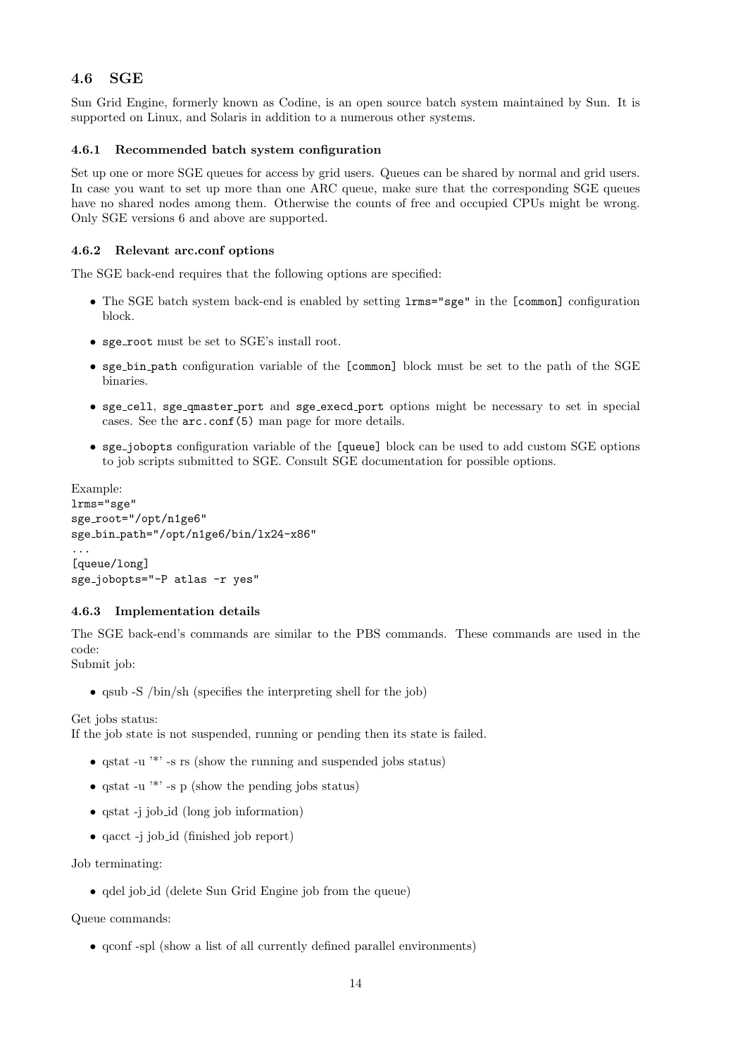## 4.6 SGE

Sun Grid Engine, formerly known as Codine, is an open source batch system maintained by Sun. It is supported on Linux, and Solaris in addition to a numerous other systems.

### 4.6.1 Recommended batch system configuration

Set up one or more SGE queues for access by grid users. Queues can be shared by normal and grid users. In case you want to set up more than one ARC queue, make sure that the corresponding SGE queues have no shared nodes among them. Otherwise the counts of free and occupied CPUs might be wrong. Only SGE versions 6 and above are supported.

### 4.6.2 Relevant arc.conf options

The SGE back-end requires that the following options are specified:

- The SGE batch system back-end is enabled by setting `lrms="sge"` in the `[common]` configuration block.
- `sge_root` must be set to SGE's install root.
- `sge_bin_path` configuration variable of the `[common]` block must be set to the path of the SGE binaries.
- `sge_cell`, `sge_qmaster_port` and `sge_execd_port` options might be necessary to set in special cases. See the `arc.conf(5)` man page for more details.
- `sge_jobopts` configuration variable of the `[queue]` block can be used to add custom SGE options to job scripts submitted to SGE. Consult SGE documentation for possible options.

Example:

```
lrms="sge"
sge_root="/opt/n1ge6"
sge_bin_path="/opt/n1ge6/bin/lx24-x86"
...
[queue/long]
sge_jobopts="-P atlas -r yes"
```

### 4.6.3 Implementation details

The SGE back-end's commands are similar to the PBS commands. These commands are used in the code:
Submit job:

- qsub -S /bin/sh (specifies the interpreting shell for the job)

Get jobs status:
If the job state is not suspended, running or pending then its state is failed.

- qstat -u '*' -s rs (show the running and suspended jobs status)
- qstat -u '*' -s p (show the pending jobs status)
- qstat -j job_id (long job information)
- qacct -j job_id (finished job report)

Job terminating:

- qdel job_id (delete Sun Grid Engine job from the queue)

Queue commands:

- qconf -spl (show a list of all currently defined parallel environments)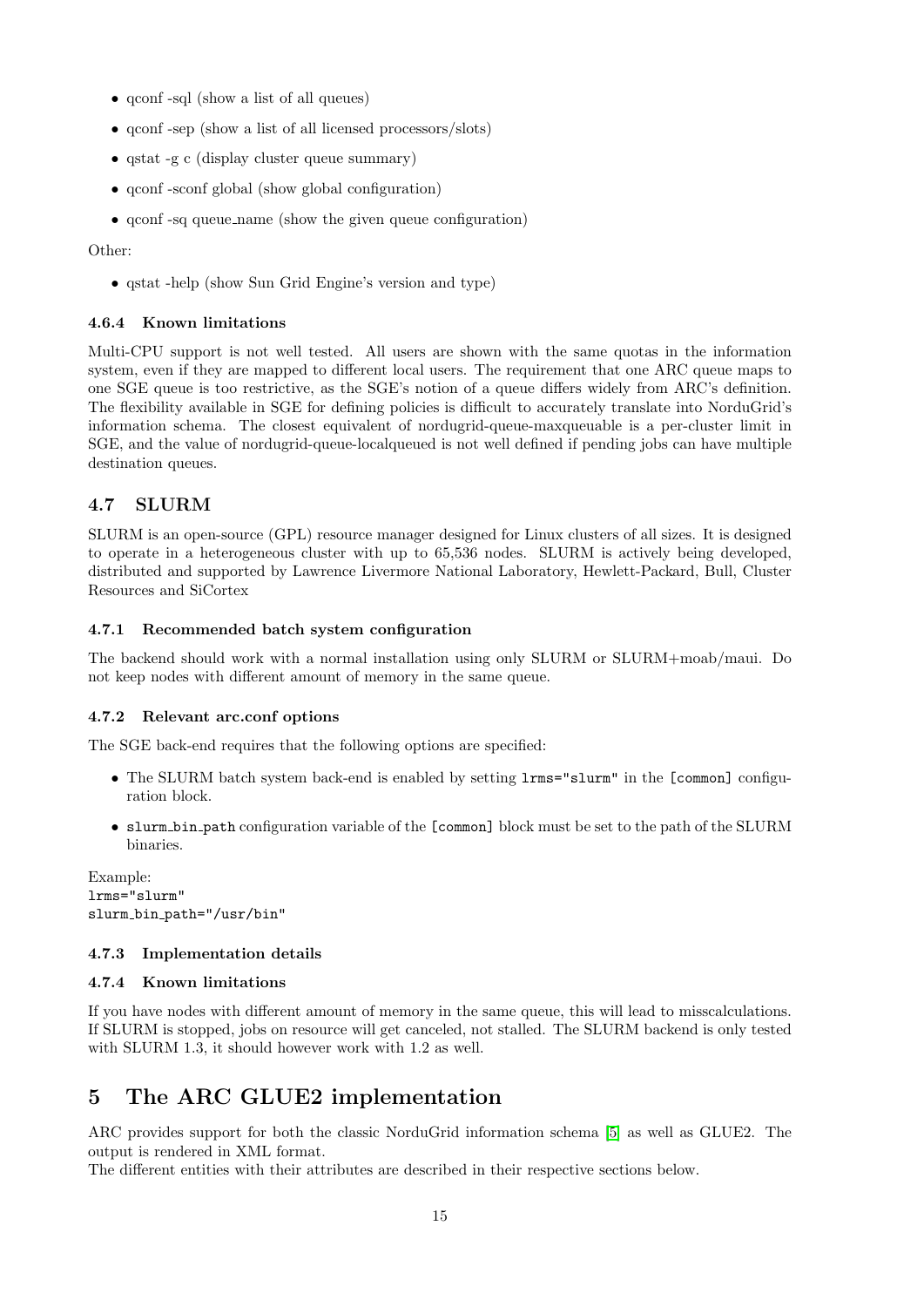- qconf -sql (show a list of all queues)
- qconf -sep (show a list of all licensed processors/slots)
- qstat -g c (display cluster queue summary)
- qconf -sconf global (show global configuration)
- qconf -sq queue_name (show the given queue configuration)

Other:

- qstat -help (show Sun Grid Engine's version and type)

#### 4.6.4 Known limitations

Multi-CPU support is not well tested. All users are shown with the same quotas in the information system, even if they are mapped to different local users. The requirement that one ARC queue maps to one SGE queue is too restrictive, as the SGE's notion of a queue differs widely from ARC's definition. The flexibility available in SGE for defining policies is difficult to accurately translate into NorduGrid's information schema. The closest equivalent of nordugrid-queue-maxqueuable is a per-cluster limit in SGE, and the value of nordugrid-queue-localqueued is not well defined if pending jobs can have multiple destination queues.

### 4.7 SLURM

SLURM is an open-source (GPL) resource manager designed for Linux clusters of all sizes. It is designed to operate in a heterogeneous cluster with up to 65,536 nodes. SLURM is actively being developed, distributed and supported by Lawrence Livermore National Laboratory, Hewlett-Packard, Bull, Cluster Resources and SiCortex

#### 4.7.1 Recommended batch system configuration

The backend should work with a normal installation using only SLURM or SLURM+moab/maui. Do not keep nodes with different amount of memory in the same queue.

#### 4.7.2 Relevant arc.conf options

The SGE back-end requires that the following options are specified:

- The SLURM batch system back-end is enabled by setting `lrms="slurm"` in the `[common]` configuration block.
- `slurm_bin_path` configuration variable of the `[common]` block must be set to the path of the SLURM binaries.

Example:

```
lrms="slurm"
slurm_bin_path="/usr/bin"
```

#### 4.7.3 Implementation details

#### 4.7.4 Known limitations

If you have nodes with different amount of memory in the same queue, this will lead to misscalculations. If SLURM is stopped, jobs on resource will get canceled, not stalled. The SLURM backend is only tested with SLURM 1.3, it should however work with 1.2 as well.

## 5 The ARC GLUE2 implementation

ARC provides support for both the classic NorduGrid information schema [5] as well as GLUE2. The output is rendered in XML format.
The different entities with their attributes are described in their respective sections below.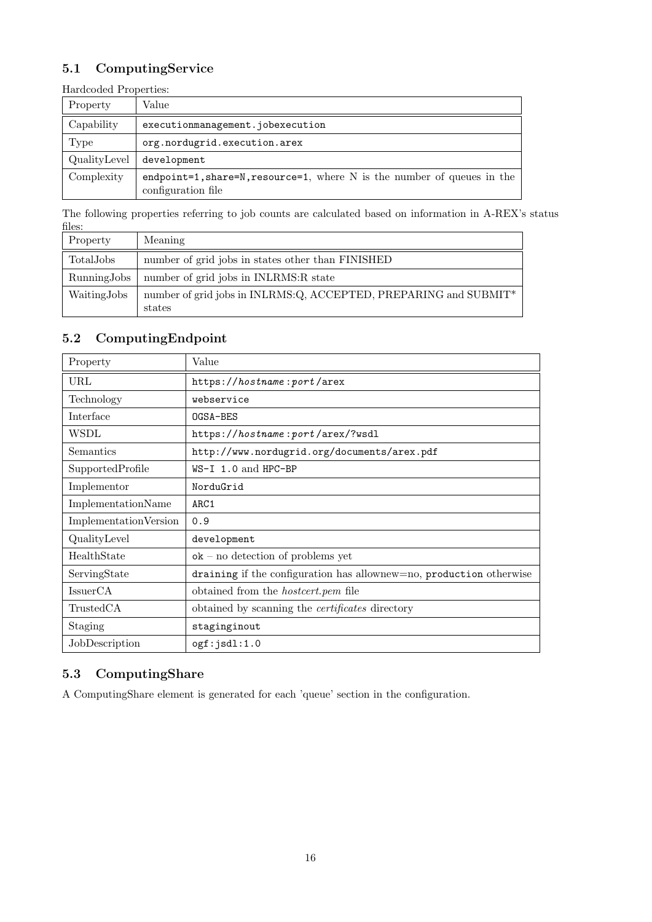## 5.1 ComputingService

Hardcoded Properties:

| Property | Value |
|---|---|
| Capability | `executionmanagement.jobexecution` |
| Type | `org.nordugrid.execution.arex` |
| QualityLevel | `development` |
| Complexity | `endpoint=1,share=N,resource=1`, where N is the number of queues in the configuration file |

The following properties referring to job counts are calculated based on information in A-REX's status files:

| Property | Meaning |
|---|---|
| TotalJobs | number of grid jobs in states other than FINISHED |
| RunningJobs | number of grid jobs in INLRMS:R state |
| WaitingJobs | number of grid jobs in INLRMS:Q, ACCEPTED, PREPARING and SUBMIT* states |

## 5.2 ComputingEndpoint

| Property | Value |
|---|---|
| URL | `https://`*hostname*`:`*port*`/arex` |
| Technology | `webservice` |
| Interface | `OGSA-BES` |
| WSDL | `https://`*hostname*`:`*port*`/arex/?wsdl` |
| Semantics | `http://www.nordugrid.org/documents/arex.pdf` |
| SupportedProfile | `WS-I 1.0` and `HPC-BP` |
| Implementor | `NorduGrid` |
| ImplementationName | `ARC1` |
| ImplementationVersion | `0.9` |
| QualityLevel | `development` |
| HealthState | `ok` – no detection of problems yet |
| ServingState | `draining` if the configuration has allownew=no, `production` otherwise |
| IssuerCA | obtained from the *hostcert.pem* file |
| TrustedCA | obtained by scanning the *certificates* directory |
| Staging | `staginginout` |
| JobDescription | `ogf:jsdl:1.0` |

## 5.3 ComputingShare

A ComputingShare element is generated for each 'queue' section in the configuration.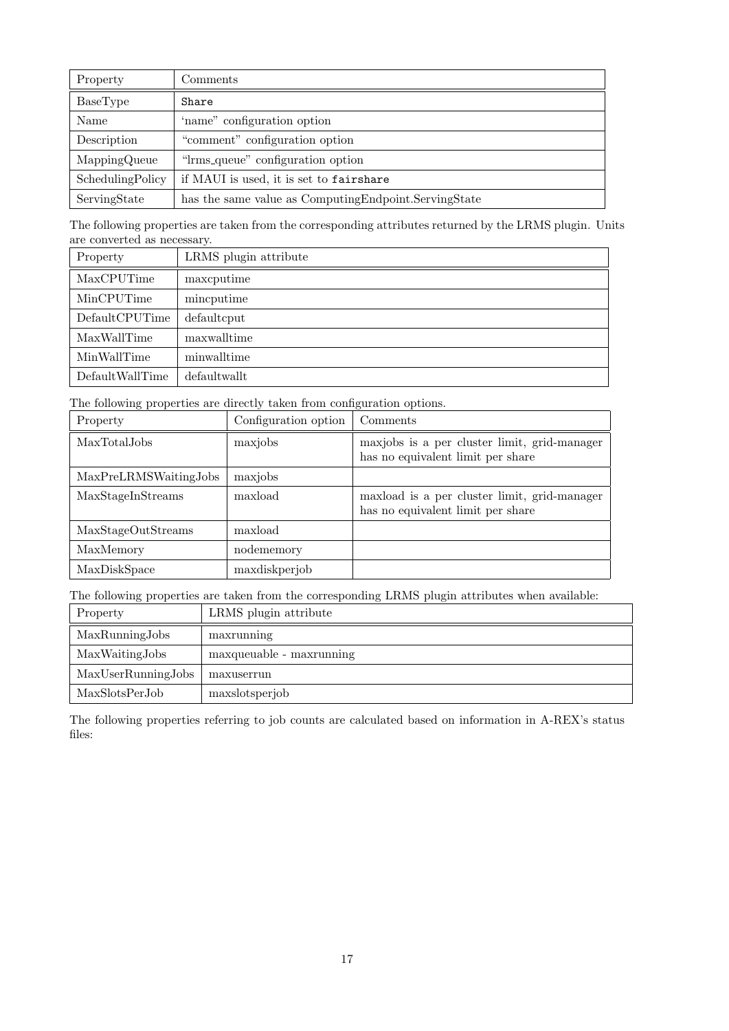| Property | Comments |
| --- | --- |
| BaseType | `Share` |
| Name | 'name" configuration option |
| Description | "comment" configuration option |
| MappingQueue | "lrms_queue" configuration option |
| SchedulingPolicy | if MAUI is used, it is set to `fairshare` |
| ServingState | has the same value as ComputingEndpoint.ServingState |

The following properties are taken from the corresponding attributes returned by the LRMS plugin. Units are converted as necessary.

| Property | LRMS plugin attribute |
| --- | --- |
| MaxCPUTime | maxcputime |
| MinCPUTime | mincputime |
| DefaultCPUTime | defaultcput |
| MaxWallTime | maxwalltime |
| MinWallTime | minwalltime |
| DefaultWallTime | defaultwallt |

The following properties are directly taken from configuration options.

| Property | Configuration option | Comments |
| --- | --- | --- |
| MaxTotalJobs | maxjobs | maxjobs is a per cluster limit, grid-manager has no equivalent limit per share |
| MaxPreLRMSWaitingJobs | maxjobs | |
| MaxStageInStreams | maxload | maxload is a per cluster limit, grid-manager has no equivalent limit per share |
| MaxStageOutStreams | maxload | |
| MaxMemory | nodememory | |
| MaxDiskSpace | maxdiskperjob | |

The following properties are taken from the corresponding LRMS plugin attributes when available:

| Property | LRMS plugin attribute |
| --- | --- |
| MaxRunningJobs | maxrunning |
| MaxWaitingJobs | maxqueuable - maxrunning |
| MaxUserRunningJobs | maxuserrun |
| MaxSlotsPerJob | maxslotsperjob |

The following properties referring to job counts are calculated based on information in A-REX's status files: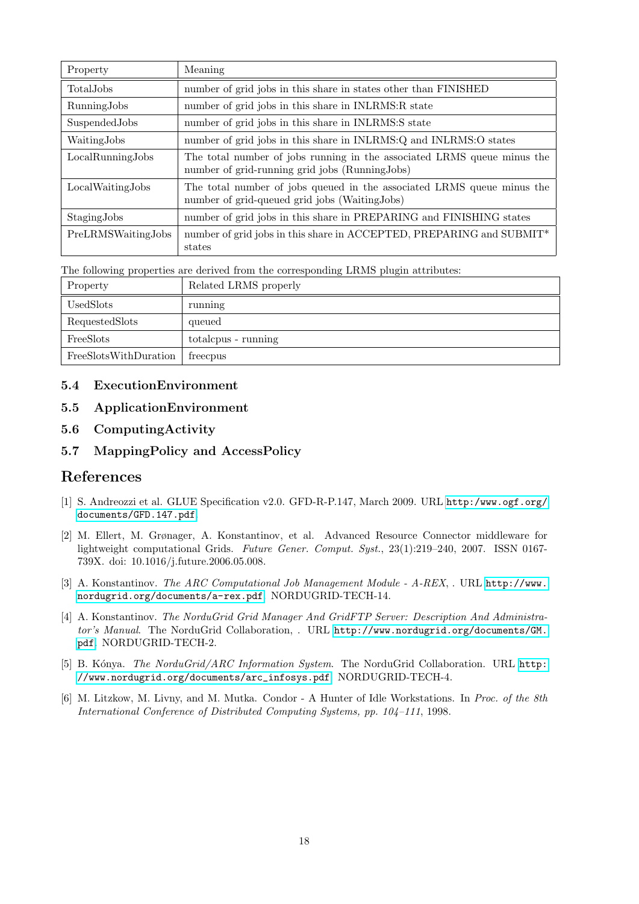| Property | Meaning |
|---|---|
| TotalJobs | number of grid jobs in this share in states other than FINISHED |
| RunningJobs | number of grid jobs in this share in INLRMS:R state |
| SuspendedJobs | number of grid jobs in this share in INLRMS:S state |
| WaitingJobs | number of grid jobs in this share in INLRMS:Q and INLRMS:O states |
| LocalRunningJobs | The total number of jobs running in the associated LRMS queue minus the number of grid-running grid jobs (RunningJobs) |
| LocalWaitingJobs | The total number of jobs queued in the associated LRMS queue minus the number of grid-queued grid jobs (WaitingJobs) |
| StagingJobs | number of grid jobs in this share in PREPARING and FINISHING states |
| PreLRMSWaitingJobs | number of grid jobs in this share in ACCEPTED, PREPARING and SUBMIT* states |

The following properties are derived from the corresponding LRMS plugin attributes:

| Property | Related LRMS properly |
|---|---|
| UsedSlots | running |
| RequestedSlots | queued |
| FreeSlots | totalcpus - running |
| FreeSlotsWithDuration | freecpus |

### 5.4 ExecutionEnvironment

### 5.5 ApplicationEnvironment

### 5.6 ComputingActivity

### 5.7 MappingPolicy and AccessPolicy

## References

[1] S. Andreozzi et al. GLUE Specification v2.0. GFD-R-P.147, March 2009. URL http:/www.ogf.org/documents/GFD.147.pdf.

[2] M. Ellert, M. Grønager, A. Konstantinov, et al. Advanced Resource Connector middleware for lightweight computational Grids. *Future Gener. Comput. Syst.*, 23(1):219–240, 2007. ISSN 0167-739X. doi: 10.1016/j.future.2006.05.008.

[3] A. Konstantinov. *The ARC Computational Job Management Module - A-REX*, . URL http://www.nordugrid.org/documents/a-rex.pdf. NORDUGRID-TECH-14.

[4] A. Konstantinov. *The NorduGrid Grid Manager And GridFTP Server: Description And Administrator's Manual*. The NorduGrid Collaboration, . URL http://www.nordugrid.org/documents/GM.pdf. NORDUGRID-TECH-2.

[5] B. Kónya. *The NorduGrid/ARC Information System*. The NorduGrid Collaboration. URL http://www.nordugrid.org/documents/arc_infosys.pdf. NORDUGRID-TECH-4.

[6] M. Litzkow, M. Livny, and M. Mutka. Condor - A Hunter of Idle Workstations. In *Proc. of the 8th International Conference of Distributed Computing Systems, pp. 104–111*, 1998.